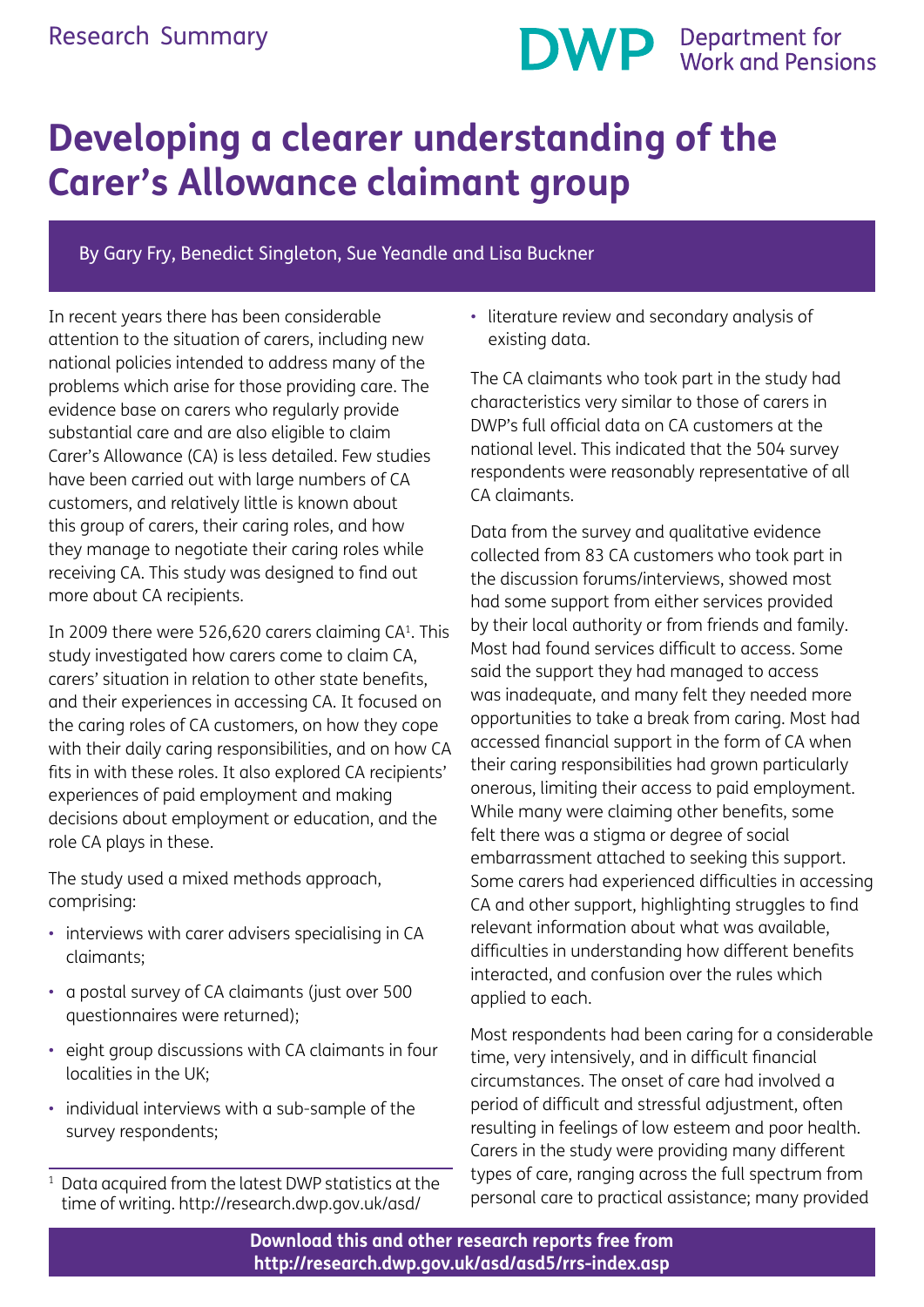Research Summary

# Developing a clearer understanding of the Carer's Allowance claimant group

By Gary Fry, Benedict Singleton, Sue Yeandle and Lisa Buckner

In recent years there has been considerable attention to the situation of carers, including new national policies intended to address many of the problems which arise for those providing care. The evidence base on carers who regularly provide substantial care and are also eligible to claim Carer's Allowance (CA) is less detailed. Few studies have been carried out with large numbers of CA customers, and relatively little is known about this group of carers, their caring roles, and how they manage to negotiate their caring roles while receiving CA. This study was designed to find out more about CA recipients.

In 2009 there were 526,620 carers claiming CA[1]. This study investigated how carers come to claim CA, carers' situation in relation to other state benefits, and their experiences in accessing CA. It focused on the caring roles of CA customers, on how they cope with their daily caring responsibilities, and on how CA fits in with these roles. It also explored CA recipients' experiences of paid employment and making decisions about employment or education, and the role CA plays in these.

The study used a mixed methods approach, comprising:

- interviews with carer advisers specialising in CA claimants;
- a postal survey of CA claimants (just over 500 questionnaires were returned);
- eight group discussions with CA claimants in four localities in the UK;
- individual interviews with a sub-sample of the survey respondents;
- literature review and secondary analysis of existing data.

The CA claimants who took part in the study had characteristics very similar to those of carers in DWP's full official data on CA customers at the national level. This indicated that the 504 survey respondents were reasonably representative of all CA claimants.

Data from the survey and qualitative evidence collected from 83 CA customers who took part in the discussion forums/interviews, showed most had some support from either services provided by their local authority or from friends and family. Most had found services difficult to access. Some said the support they had managed to access was inadequate, and many felt they needed more opportunities to take a break from caring. Most had accessed financial support in the form of CA when their caring responsibilities had grown particularly onerous, limiting their access to paid employment. While many were claiming other benefits, some felt there was a stigma or degree of social embarrassment attached to seeking this support. Some carers had experienced difficulties in accessing CA and other support, highlighting struggles to find relevant information about what was available, difficulties in understanding how different benefits interacted, and confusion over the rules which applied to each.

Most respondents had been caring for a considerable time, very intensively, and in difficult financial circumstances. The onset of care had involved a period of difficult and stressful adjustment, often resulting in feelings of low esteem and poor health. Carers in the study were providing many different types of care, ranging across the full spectrum from personal care to practical assistance; many provided

[1] Data acquired from the latest DWP statistics at the time of writing. http://research.dwp.gov.uk/asd/

**Download this and other research reports free from http://research.dwp.gov.uk/asd/asd5/rrs-index.asp**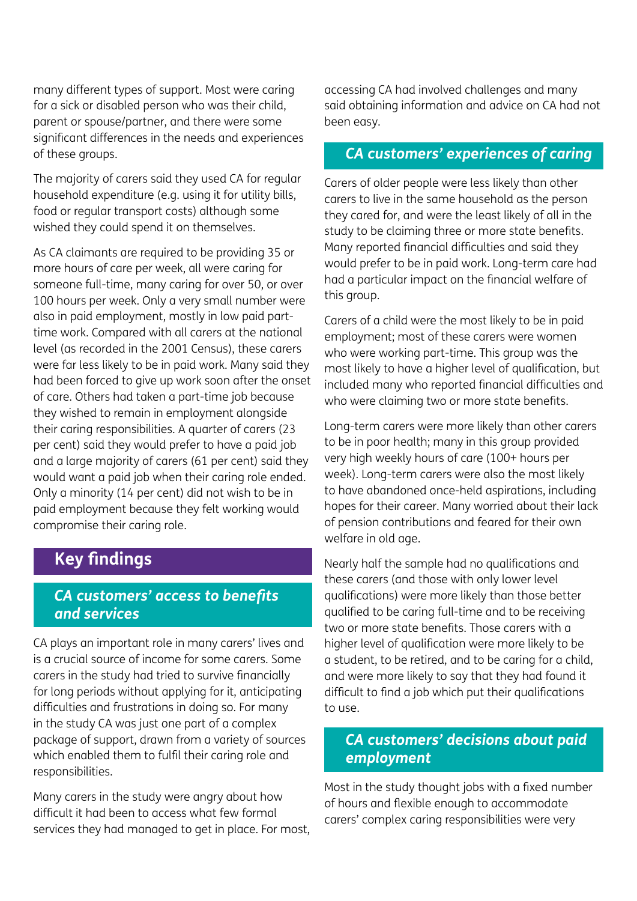many different types of support. Most were caring for a sick or disabled person who was their child, parent or spouse/partner, and there were some significant differences in the needs and experiences of these groups.

The majority of carers said they used CA for regular household expenditure (e.g. using it for utility bills, food or regular transport costs) although some wished they could spend it on themselves.

As CA claimants are required to be providing 35 or more hours of care per week, all were caring for someone full-time, many caring for over 50, or over 100 hours per week. Only a very small number were also in paid employment, mostly in low paid part-time work. Compared with all carers at the national level (as recorded in the 2001 Census), these carers were far less likely to be in paid work. Many said they had been forced to give up work soon after the onset of care. Others had taken a part-time job because they wished to remain in employment alongside their caring responsibilities. A quarter of carers (23 per cent) said they would prefer to have a paid job and a large majority of carers (61 per cent) said they would want a paid job when their caring role ended. Only a minority (14 per cent) did not wish to be in paid employment because they felt working would compromise their caring role.

## Key findings

### *CA customers' access to benefits and services*

CA plays an important role in many carers' lives and is a crucial source of income for some carers. Some carers in the study had tried to survive financially for long periods without applying for it, anticipating difficulties and frustrations in doing so. For many in the study CA was just one part of a complex package of support, drawn from a variety of sources which enabled them to fulfil their caring role and responsibilities.

Many carers in the study were angry about how difficult it had been to access what few formal services they had managed to get in place. For most, accessing CA had involved challenges and many said obtaining information and advice on CA had not been easy.

### *CA customers' experiences of caring*

Carers of older people were less likely than other carers to live in the same household as the person they cared for, and were the least likely of all in the study to be claiming three or more state benefits. Many reported financial difficulties and said they would prefer to be in paid work. Long-term care had had a particular impact on the financial welfare of this group.

Carers of a child were the most likely to be in paid employment; most of these carers were women who were working part-time. This group was the most likely to have a higher level of qualification, but included many who reported financial difficulties and who were claiming two or more state benefits.

Long-term carers were more likely than other carers to be in poor health; many in this group provided very high weekly hours of care (100+ hours per week). Long-term carers were also the most likely to have abandoned once-held aspirations, including hopes for their career. Many worried about their lack of pension contributions and feared for their own welfare in old age.

Nearly half the sample had no qualifications and these carers (and those with only lower level qualifications) were more likely than those better qualified to be caring full-time and to be receiving two or more state benefits. Those carers with a higher level of qualification were more likely to be a student, to be retired, and to be caring for a child, and were more likely to say that they had found it difficult to find a job which put their qualifications to use.

### *CA customers' decisions about paid employment*

Most in the study thought jobs with a fixed number of hours and flexible enough to accommodate carers' complex caring responsibilities were very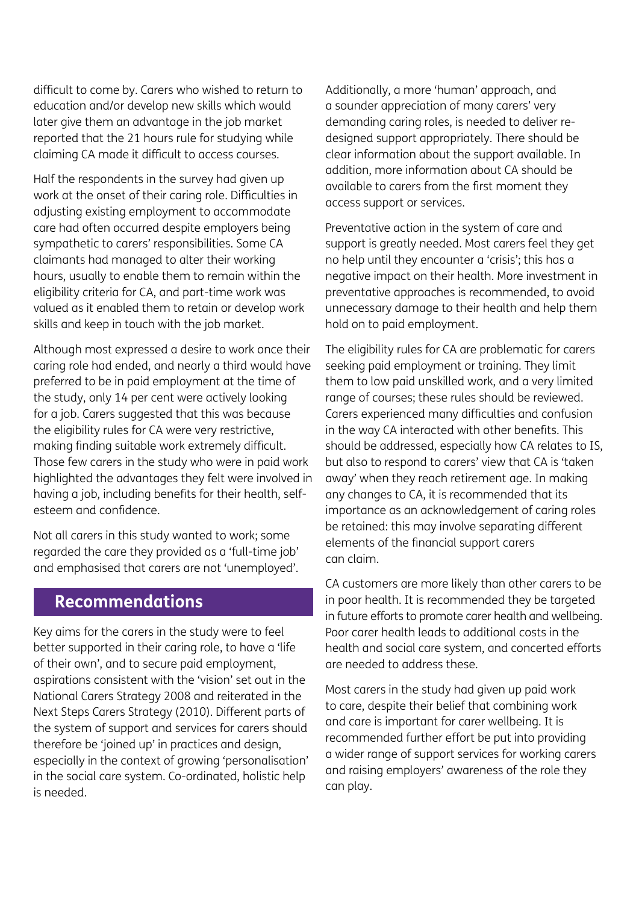difficult to come by. Carers who wished to return to education and/or develop new skills which would later give them an advantage in the job market reported that the 21 hours rule for studying while claiming CA made it difficult to access courses.

Half the respondents in the survey had given up work at the onset of their caring role. Difficulties in adjusting existing employment to accommodate care had often occurred despite employers being sympathetic to carers' responsibilities. Some CA claimants had managed to alter their working hours, usually to enable them to remain within the eligibility criteria for CA, and part-time work was valued as it enabled them to retain or develop work skills and keep in touch with the job market.

Although most expressed a desire to work once their caring role had ended, and nearly a third would have preferred to be in paid employment at the time of the study, only 14 per cent were actively looking for a job. Carers suggested that this was because the eligibility rules for CA were very restrictive, making finding suitable work extremely difficult. Those few carers in the study who were in paid work highlighted the advantages they felt were involved in having a job, including benefits for their health, self-esteem and confidence.

Not all carers in this study wanted to work; some regarded the care they provided as a 'full-time job' and emphasised that carers are not 'unemployed'.

## Recommendations

Key aims for the carers in the study were to feel better supported in their caring role, to have a 'life of their own', and to secure paid employment, aspirations consistent with the 'vision' set out in the National Carers Strategy 2008 and reiterated in the Next Steps Carers Strategy (2010). Different parts of the system of support and services for carers should therefore be 'joined up' in practices and design, especially in the context of growing 'personalisation' in the social care system. Co-ordinated, holistic help is needed.

Additionally, a more 'human' approach, and a sounder appreciation of many carers' very demanding caring roles, is needed to deliver re-designed support appropriately. There should be clear information about the support available. In addition, more information about CA should be available to carers from the first moment they access support or services.

Preventative action in the system of care and support is greatly needed. Most carers feel they get no help until they encounter a 'crisis'; this has a negative impact on their health. More investment in preventative approaches is recommended, to avoid unnecessary damage to their health and help them hold on to paid employment.

The eligibility rules for CA are problematic for carers seeking paid employment or training. They limit them to low paid unskilled work, and a very limited range of courses; these rules should be reviewed. Carers experienced many difficulties and confusion in the way CA interacted with other benefits. This should be addressed, especially how CA relates to IS, but also to respond to carers' view that CA is 'taken away' when they reach retirement age. In making any changes to CA, it is recommended that its importance as an acknowledgement of caring roles be retained: this may involve separating different elements of the financial support carers can claim.

CA customers are more likely than other carers to be in poor health. It is recommended they be targeted in future efforts to promote carer health and wellbeing. Poor carer health leads to additional costs in the health and social care system, and concerted efforts are needed to address these.

Most carers in the study had given up paid work to care, despite their belief that combining work and care is important for carer wellbeing. It is recommended further effort be put into providing a wider range of support services for working carers and raising employers' awareness of the role they can play.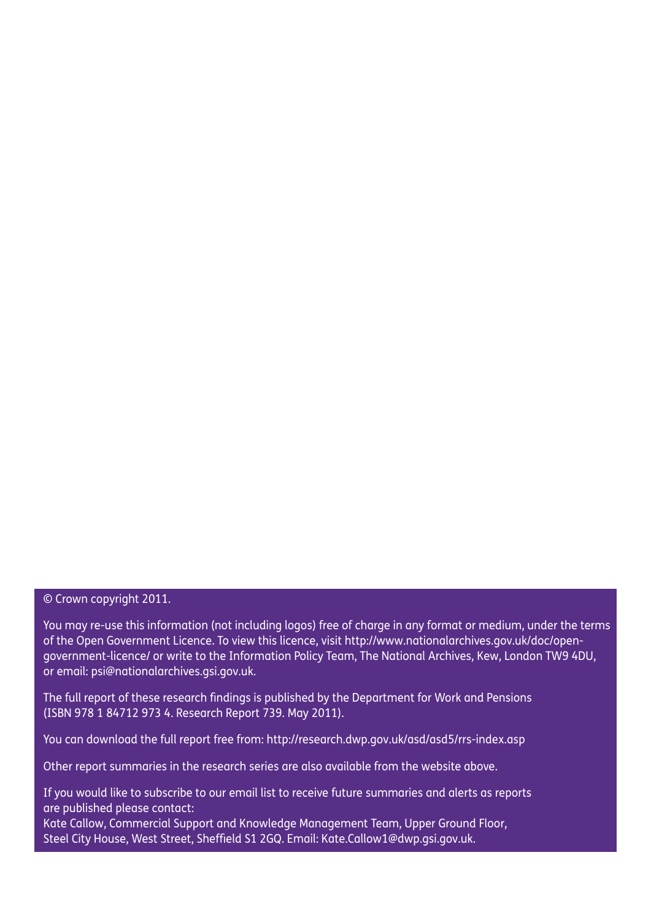© Crown copyright 2011.

You may re-use this information (not including logos) free of charge in any format or medium, under the terms of the Open Government Licence. To view this licence, visit http://www.nationalarchives.gov.uk/doc/open-government-licence/ or write to the Information Policy Team, The National Archives, Kew, London TW9 4DU, or email: psi@nationalarchives.gsi.gov.uk.

The full report of these research findings is published by the Department for Work and Pensions (ISBN 978 1 84712 973 4. Research Report 739. May 2011).

You can download the full report free from: http://research.dwp.gov.uk/asd/asd5/rrs-index.asp

Other report summaries in the research series are also available from the website above.

If you would like to subscribe to our email list to receive future summaries and alerts as reports are published please contact:
Kate Callow, Commercial Support and Knowledge Management Team, Upper Ground Floor, Steel City House, West Street, Sheffield S1 2GQ. Email: Kate.Callow1@dwp.gsi.gov.uk.